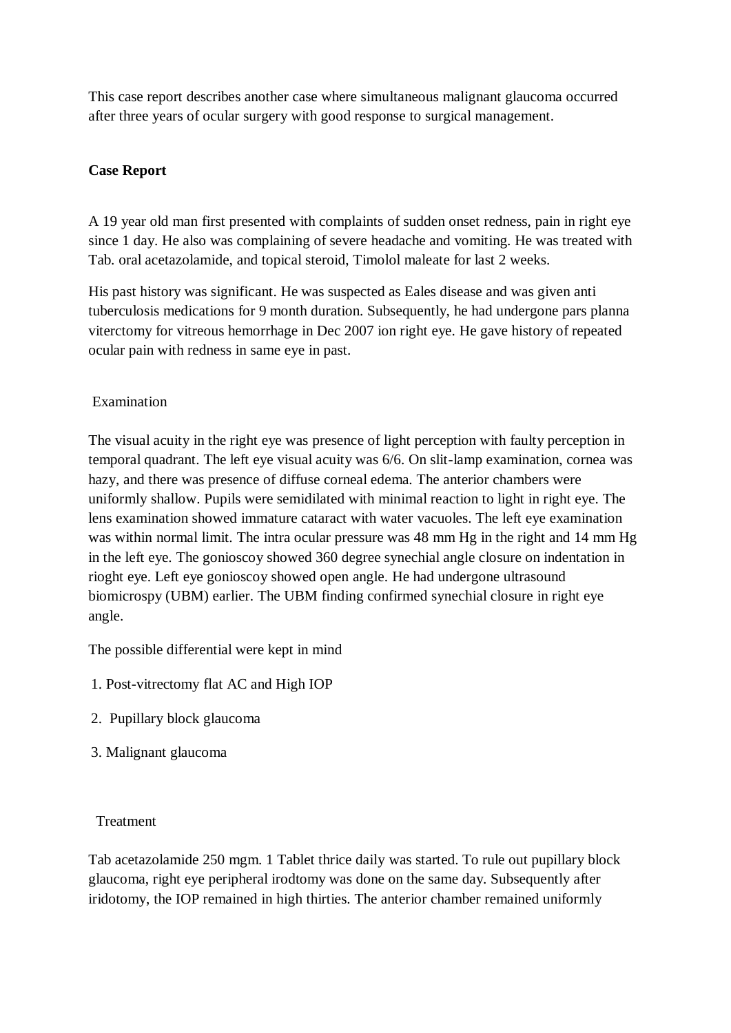This case report describes another case where simultaneous malignant glaucoma occurred after three years of ocular surgery with good response to surgical management.

**Case Report**

A 19 year old man first presented with complaints of sudden onset redness, pain in right eye since 1 day. He also was complaining of severe headache and vomiting. He was treated with Tab. oral acetazolamide, and topical steroid, Timolol maleate for last 2 weeks.

His past history was significant. He was suspected as Eales disease and was given anti tuberculosis medications for 9 month duration. Subsequently, he had undergone pars planna viterctomy for vitreous hemorrhage in Dec 2007 ion right eye. He gave history of repeated ocular pain with redness in same eye in past.

Examination

The visual acuity in the right eye was presence of light perception with faulty perception in temporal quadrant. The left eye visual acuity was 6/6. On slit-lamp examination, cornea was hazy, and there was presence of diffuse corneal edema. The anterior chambers were uniformly shallow. Pupils were semidilated with minimal reaction to light in right eye. The lens examination showed immature cataract with water vacuoles. The left eye examination was within normal limit. The intra ocular pressure was 48 mm Hg in the right and 14 mm Hg in the left eye. The gonioscoy showed 360 degree synechial angle closure on indentation in rioght eye. Left eye gonioscoy showed open angle. He had undergone ultrasound biomicrospy (UBM) earlier. The UBM finding confirmed synechial closure in right eye angle.

The possible differential were kept in mind

1. Post-vitrectomy flat AC and High IOP
2. Pupillary block glaucoma
3. Malignant glaucoma

Treatment

Tab acetazolamide 250 mgm. 1 Tablet thrice daily was started. To rule out pupillary block glaucoma, right eye peripheral irodtomy was done on the same day. Subsequently after iridotomy, the IOP remained in high thirties. The anterior chamber remained uniformly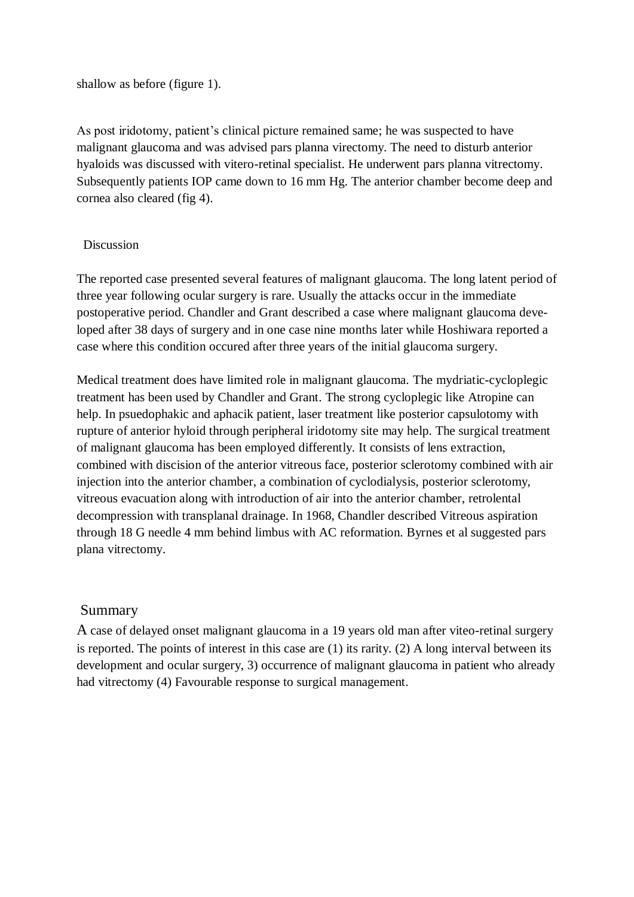shallow as before (figure 1).

As post iridotomy, patient's clinical picture remained same; he was suspected to have malignant glaucoma and was advised pars planna virectomy. The need to disturb anterior hyaloids was discussed with vitero-retinal specialist. He underwent pars planna vitrectomy. Subsequently patients IOP came down to 16 mm Hg. The anterior chamber become deep and cornea also cleared (fig 4).

## Discussion

The reported case presented several features of malignant glaucoma. The long latent period of three year following ocular surgery is rare. Usually the attacks occur in the immediate postoperative period. Chandler and Grant described a case where malignant glaucoma developed after 38 days of surgery and in one case nine months later while Hoshiwara reported a case where this condition occured after three years of the initial glaucoma surgery.

Medical treatment does have limited role in malignant glaucoma. The mydriatic-cycloplegic treatment has been used by Chandler and Grant. The strong cycloplegic like Atropine can help. In psuedophakic and aphacik patient, laser treatment like posterior capsulotomy with rupture of anterior hyloid through peripheral iridotomy site may help. The surgical treatment of malignant glaucoma has been employed differently. It consists of lens extraction, combined with discision of the anterior vitreous face, posterior sclerotomy combined with air injection into the anterior chamber, a combination of cyclodialysis, posterior sclerotomy, vitreous evacuation along with introduction of air into the anterior chamber, retrolental decompression with transplanal drainage. In 1968, Chandler described Vitreous aspiration through 18 G needle 4 mm behind limbus with AC reformation. Byrnes et al suggested pars plana vitrectomy.

## Summary

A case of delayed onset malignant glaucoma in a 19 years old man after viteo-retinal surgery is reported. The points of interest in this case are (1) its rarity. (2) A long interval between its development and ocular surgery, 3) occurrence of malignant glaucoma in patient who already had vitrectomy (4) Favourable response to surgical management.